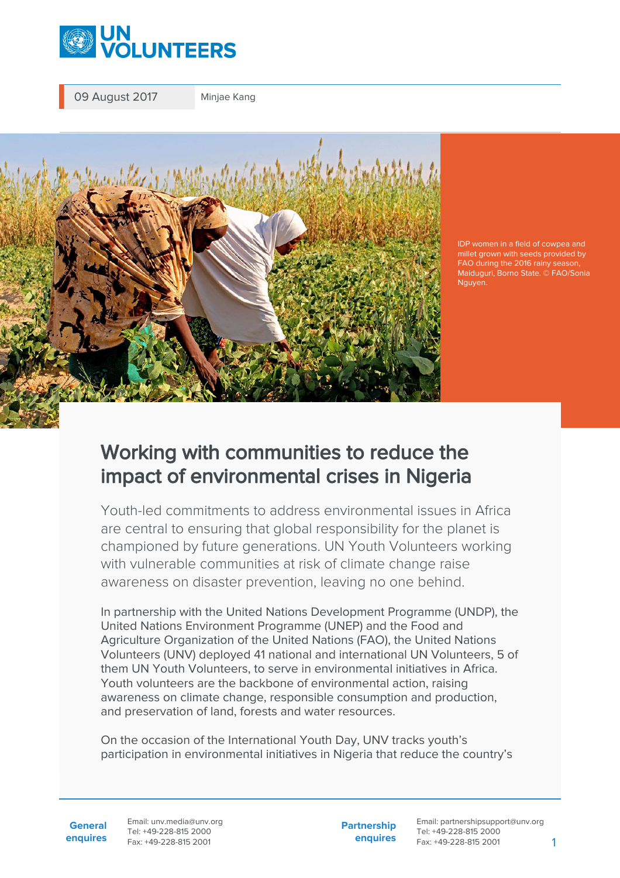09 August 2017 | Minjae Kang

IDP women in a field of cowpea and millet grown with seeds provided by FAO during the 2016 rainy season, Maiduguri, Borno State. © FAO/Sonia Nguyen.

# Working with communities to reduce the impact of environmental crises in Nigeria

Youth-led commitments to address environmental issues in Africa are central to ensuring that global responsibility for the planet is championed by future generations. UN Youth Volunteers working with vulnerable communities at risk of climate change raise awareness on disaster prevention, leaving no one behind.

In partnership with the United Nations Development Programme (UNDP), the United Nations Environment Programme (UNEP) and the Food and Agriculture Organization of the United Nations (FAO), the United Nations Volunteers (UNV) deployed 41 national and international UN Volunteers, 5 of them UN Youth Volunteers, to serve in environmental initiatives in Africa. Youth volunteers are the backbone of environmental action, raising awareness on climate change, responsible consumption and production, and preservation of land, forests and water resources.

On the occasion of the International Youth Day, UNV tracks youth's participation in environmental initiatives in Nigeria that reduce the country's

**General enquires** Email: unv.media@unv.org Tel: +49-228-815 2000 Fax: +49-228-815 2001

**Partnership enquires** Email: partnershipsupport@unv.org Tel: +49-228-815 2000 Fax: +49-228-815 2001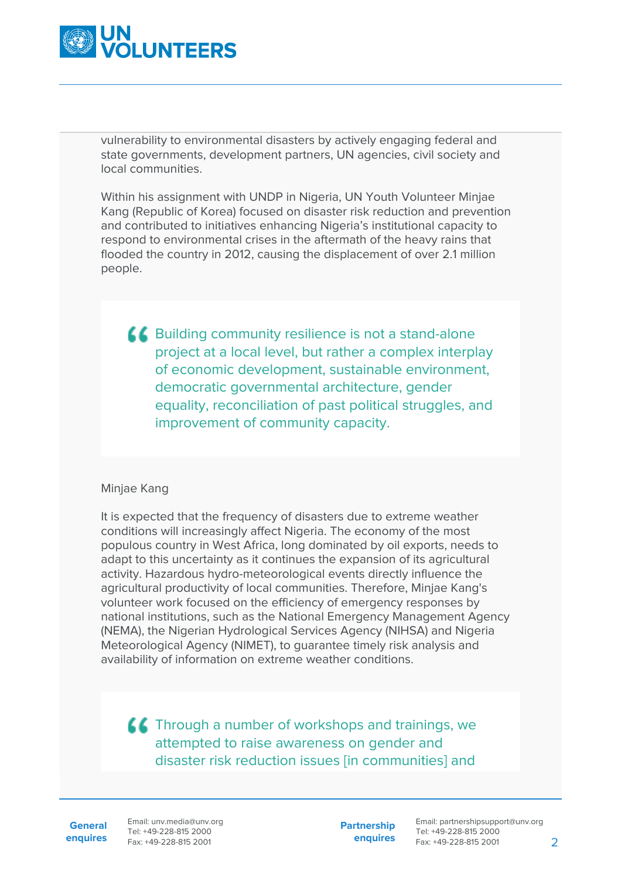vulnerability to environmental disasters by actively engaging federal and state governments, development partners, UN agencies, civil society and local communities.

Within his assignment with UNDP in Nigeria, UN Youth Volunteer Minjae Kang (Republic of Korea) focused on disaster risk reduction and prevention and contributed to initiatives enhancing Nigeria's institutional capacity to respond to environmental crises in the aftermath of the heavy rains that flooded the country in 2012, causing the displacement of over 2.1 million people.

> Building community resilience is not a stand-alone project at a local level, but rather a complex interplay of economic development, sustainable environment, democratic governmental architecture, gender equality, reconciliation of past political struggles, and improvement of community capacity.

Minjae Kang

It is expected that the frequency of disasters due to extreme weather conditions will increasingly affect Nigeria. The economy of the most populous country in West Africa, long dominated by oil exports, needs to adapt to this uncertainty as it continues the expansion of its agricultural activity. Hazardous hydro-meteorological events directly influence the agricultural productivity of local communities. Therefore, Minjae Kang's volunteer work focused on the efficiency of emergency responses by national institutions, such as the National Emergency Management Agency (NEMA), the Nigerian Hydrological Services Agency (NIHSA) and Nigeria Meteorological Agency (NIMET), to guarantee timely risk analysis and availability of information on extreme weather conditions.

> Through a number of workshops and trainings, we attempted to raise awareness on gender and disaster risk reduction issues [in communities] and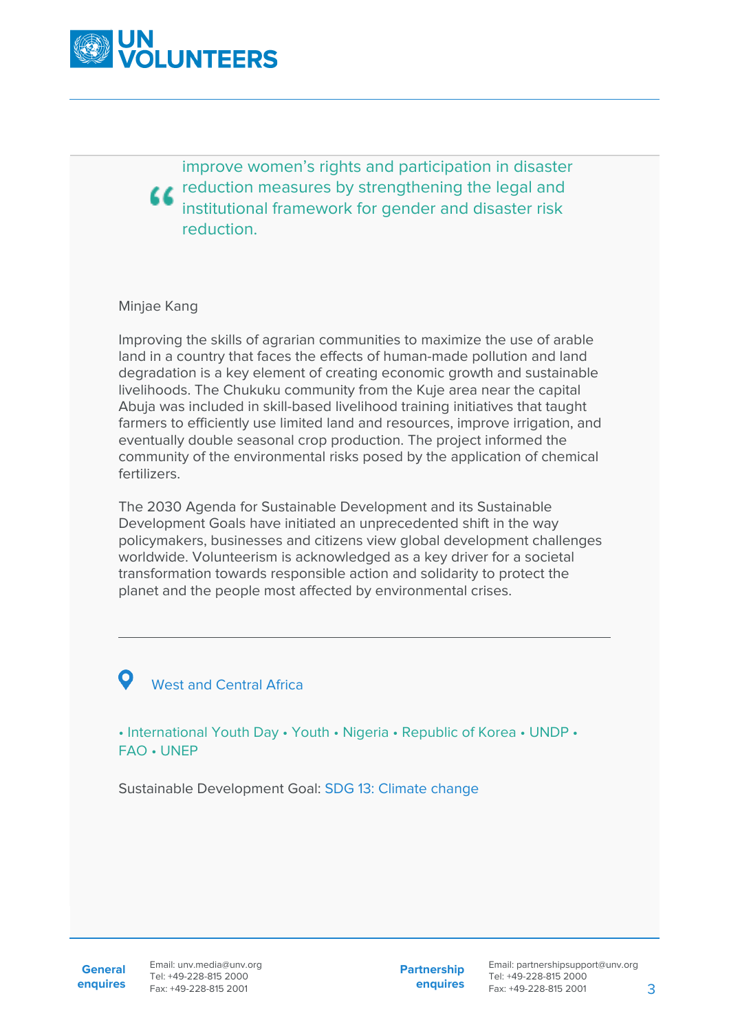> "improve women's rights and participation in disaster reduction measures by strengthening the legal and institutional framework for gender and disaster risk reduction.

Minjae Kang

Improving the skills of agrarian communities to maximize the use of arable land in a country that faces the effects of human-made pollution and land degradation is a key element of creating economic growth and sustainable livelihoods. The Chukuku community from the Kuje area near the capital Abuja was included in skill-based livelihood training initiatives that taught farmers to efficiently use limited land and resources, improve irrigation, and eventually double seasonal crop production. The project informed the community of the environmental risks posed by the application of chemical fertilizers.

The 2030 Agenda for Sustainable Development and its Sustainable Development Goals have initiated an unprecedented shift in the way policymakers, businesses and citizens view global development challenges worldwide. Volunteerism is acknowledged as a key driver for a societal transformation towards responsible action and solidarity to protect the planet and the people most affected by environmental crises.

---

West and Central Africa

• International Youth Day • Youth • Nigeria • Republic of Korea • UNDP • FAO • UNEP

Sustainable Development Goal: SDG 13: Climate change

**General enquiries**
Email: unv.media@unv.org
Tel: +49-228-815 2000
Fax: +49-228-815 2001

**Partnership enquires**
Email: partnershipsupport@unv.org
Tel: +49-228-815 2000
Fax: +49-228-815 2001